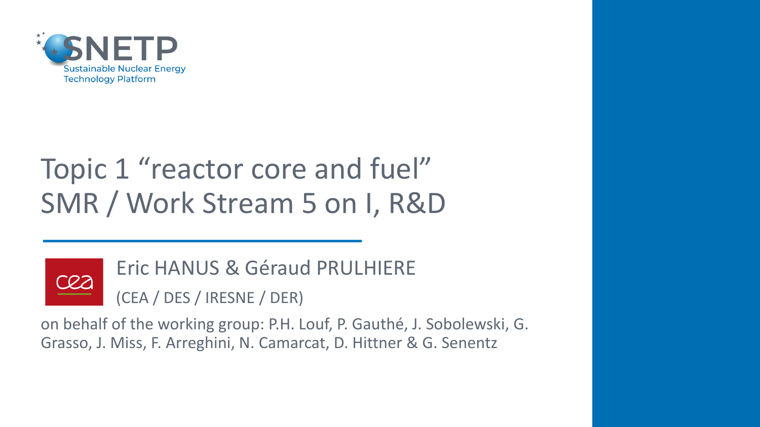SNETP
Sustainable Nuclear Energy Technology Platform

# Topic 1 "reactor core and fuel" SMR / Work Stream 5 on I, R&D

Eric HANUS & Géraud PRULHIERE

(CEA / DES / IRESNE / DER)

on behalf of the working group: P.H. Louf, P. Gauthé, J. Sobolewski, G. Grasso, J. Miss, F. Arreghini, N. Camarcat, D. Hittner & G. Senentz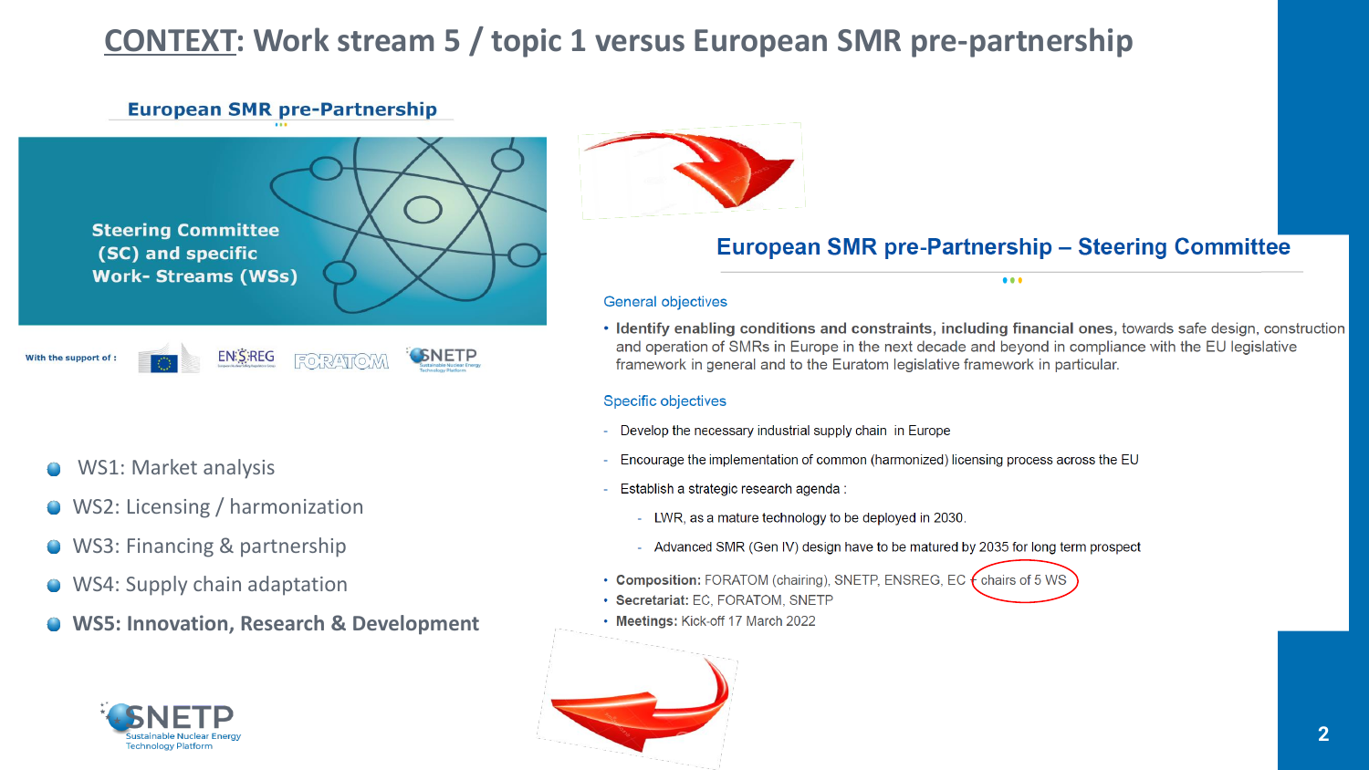# CONTEXT: Work stream 5 / topic 1 versus European SMR pre-partnership

## European SMR pre-Partnership

**Steering Committee (SC) and specific Work- Streams (WSs)**

With the support of : ENSREG, FORATOM, SNETP

- WS1: Market analysis
- WS2: Licensing / harmonization
- WS3: Financing & partnership
- WS4: Supply chain adaptation
- **WS5: Innovation, Research & Development**

## European SMR pre-Partnership – Steering Committee

### General objectives

- **Identify enabling conditions and constraints, including financial ones,** towards safe design, construction and operation of SMRs in Europe in the next decade and beyond in compliance with the EU legislative framework in general and to the Euratom legislative framework in particular.

### Specific objectives

- Develop the necessary industrial supply chain in Europe
- Encourage the implementation of common (harmonized) licensing process across the EU
- Establish a strategic research agenda :
  - LWR, as a mature technology to be deployed in 2030.
  - Advanced SMR (Gen IV) design have to be matured by 2035 for long term prospect

- **Composition:** FORATOM (chairing), SNETP, ENSREG, EC + chairs of 5 WS
- **Secretariat:** EC, FORATOM, SNETP
- **Meetings:** Kick-off 17 March 2022

SNETP – Sustainable Nuclear Energy Technology Platform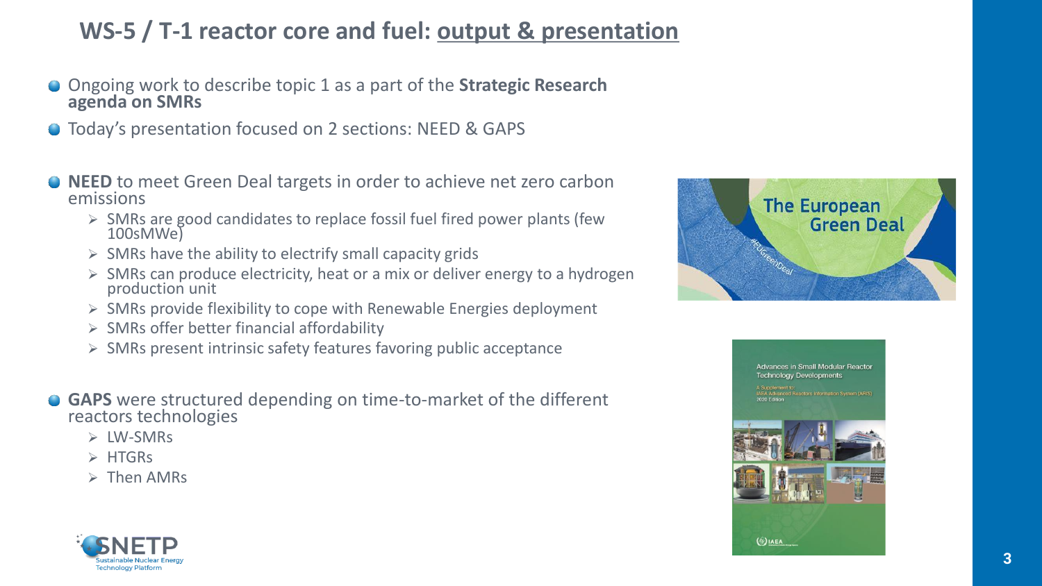# WS-5 / T-1 reactor core and fuel: output & presentation

- Ongoing work to describe topic 1 as a part of the **Strategic Research agenda on SMRs**
- Today's presentation focused on 2 sections: NEED & GAPS

- **NEED** to meet Green Deal targets in order to achieve net zero carbon emissions
  - SMRs are good candidates to replace fossil fuel fired power plants (few 100sMWe)
  - SMRs have the ability to electrify small capacity grids
  - SMRs can produce electricity, heat or a mix or deliver energy to a hydrogen production unit
  - SMRs provide flexibility to cope with Renewable Energies deployment
  - SMRs offer better financial affordability
  - SMRs present intrinsic safety features favoring public acceptance

- **GAPS** were structured depending on time-to-market of the different reactors technologies
  - LW-SMRs
  - HTGRs
  - Then AMRs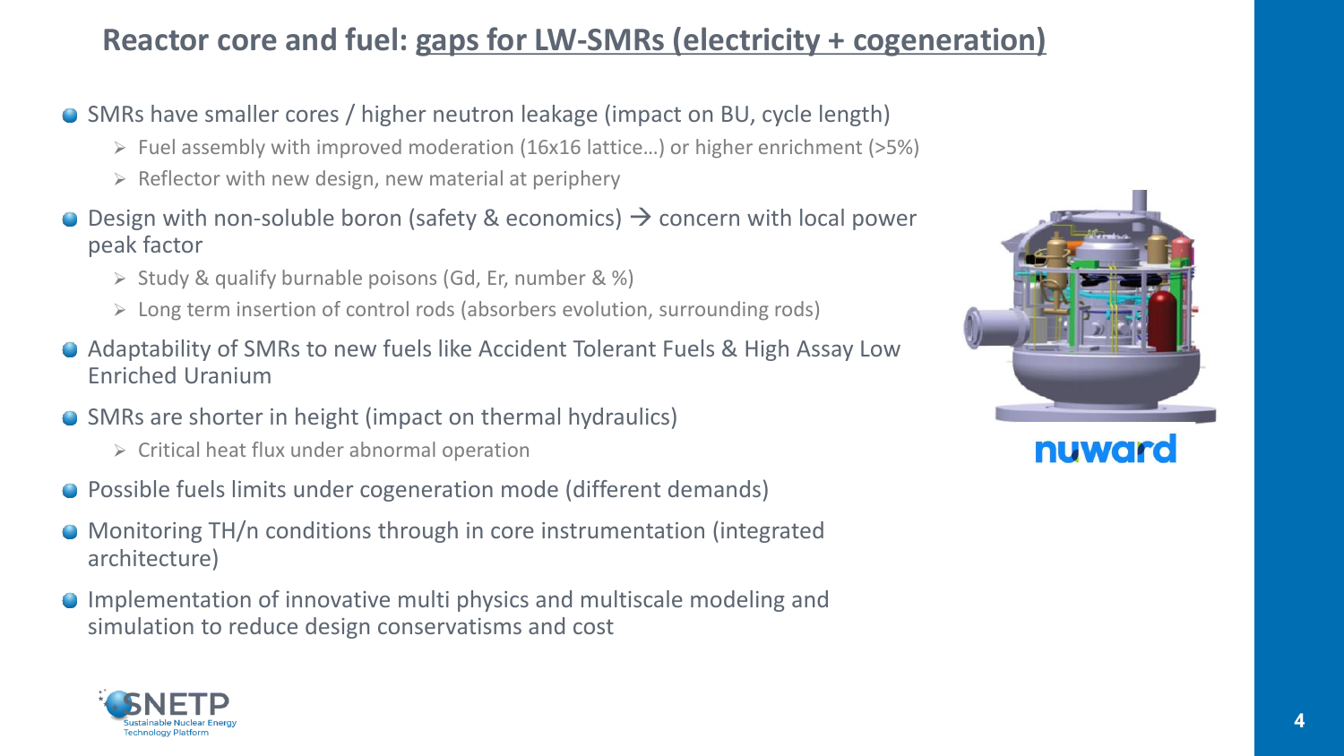## Reactor core and fuel: gaps for LW-SMRs (electricity + cogeneration)

- SMRs have smaller cores / higher neutron leakage (impact on BU, cycle length)
  - Fuel assembly with improved moderation (16x16 lattice…) or higher enrichment (>5%)
  - Reflector with new design, new material at periphery
- Design with non-soluble boron (safety & economics) → concern with local power peak factor
  - Study & qualify burnable poisons (Gd, Er, number & %)
  - Long term insertion of control rods (absorbers evolution, surrounding rods)
- Adaptability of SMRs to new fuels like Accident Tolerant Fuels & High Assay Low Enriched Uranium
- SMRs are shorter in height (impact on thermal hydraulics)
  - Critical heat flux under abnormal operation
- Possible fuels limits under cogeneration mode (different demands)
- Monitoring TH/n conditions through in core instrumentation (integrated architecture)
- Implementation of innovative multi physics and multiscale modeling and simulation to reduce design conservatisms and cost

nuward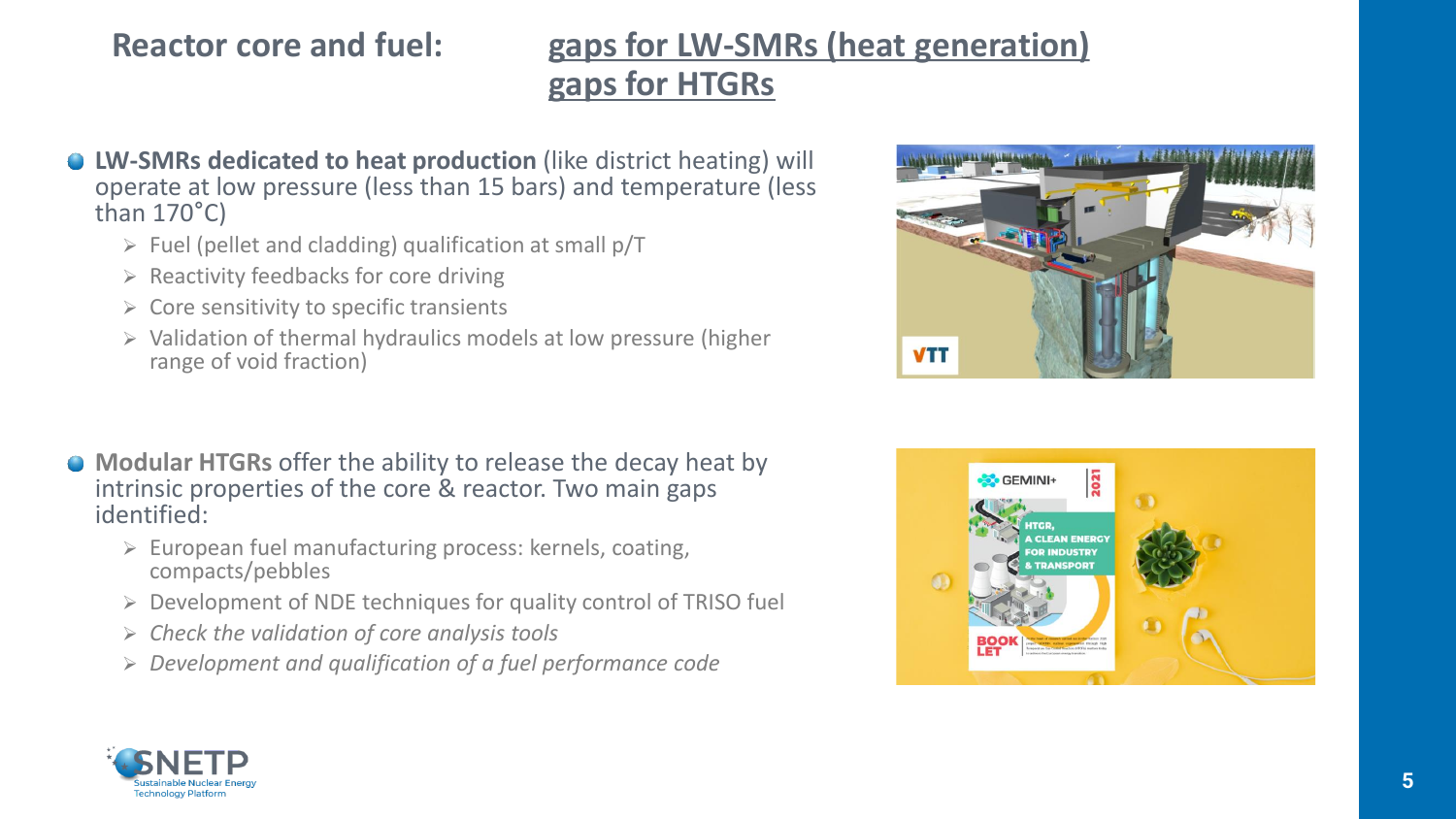## Reactor core and fuel: gaps for LW-SMRs (heat generation) gaps for HTGRs

- **LW-SMRs dedicated to heat production** (like district heating) will operate at low pressure (less than 15 bars) and temperature (less than 170°C)
  - Fuel (pellet and cladding) qualification at small p/T
  - Reactivity feedbacks for core driving
  - Core sensitivity to specific transients
  - Validation of thermal hydraulics models at low pressure (higher range of void fraction)

- **Modular HTGRs** offer the ability to release the decay heat by intrinsic properties of the core & reactor. Two main gaps identified:
  - European fuel manufacturing process: kernels, coating, compacts/pebbles
  - Development of NDE techniques for quality control of TRISO fuel
  - *Check the validation of core analysis tools*
  - *Development and qualification of a fuel performance code*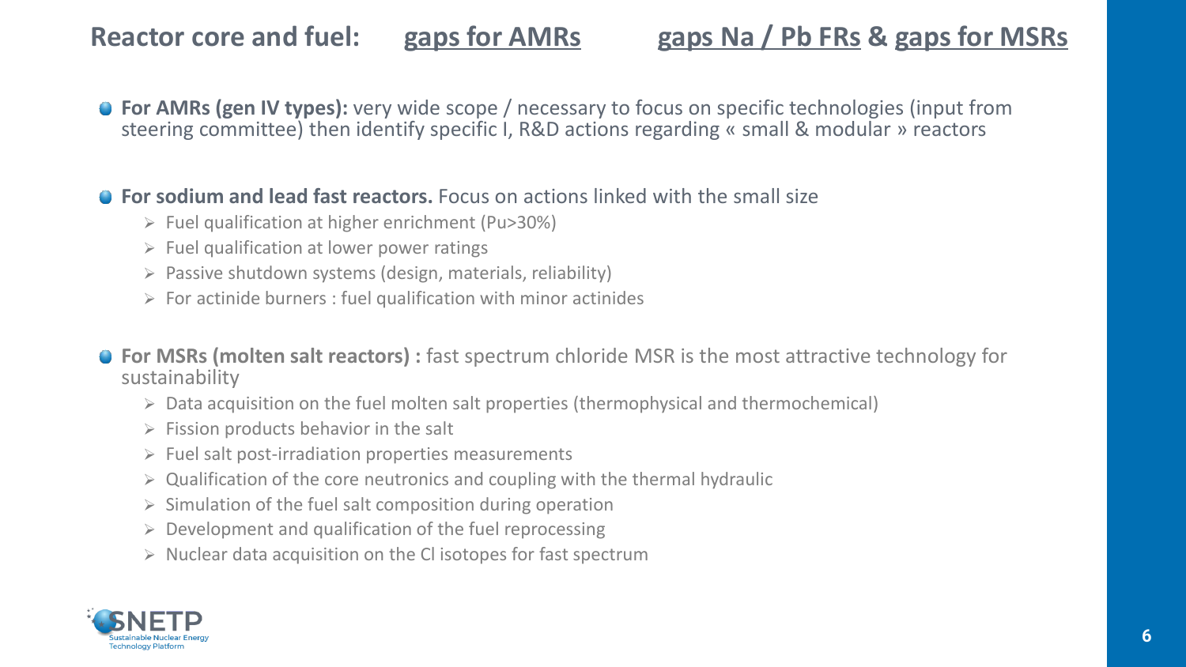# Reactor core and fuel: gaps for AMRs  gaps Na / Pb FRs & gaps for MSRs

- **For AMRs (gen IV types):** very wide scope / necessary to focus on specific technologies (input from steering committee) then identify specific I, R&D actions regarding « small & modular » reactors

- **For sodium and lead fast reactors.** Focus on actions linked with the small size
  - Fuel qualification at higher enrichment (Pu>30%)
  - Fuel qualification at lower power ratings
  - Passive shutdown systems (design, materials, reliability)
  - For actinide burners : fuel qualification with minor actinides

- **For MSRs (molten salt reactors) :** fast spectrum chloride MSR is the most attractive technology for sustainability
  - Data acquisition on the fuel molten salt properties (thermophysical and thermochemical)
  - Fission products behavior in the salt
  - Fuel salt post-irradiation properties measurements
  - Qualification of the core neutronics and coupling with the thermal hydraulic
  - Simulation of the fuel salt composition during operation
  - Development and qualification of the fuel reprocessing
  - Nuclear data acquisition on the Cl isotopes for fast spectrum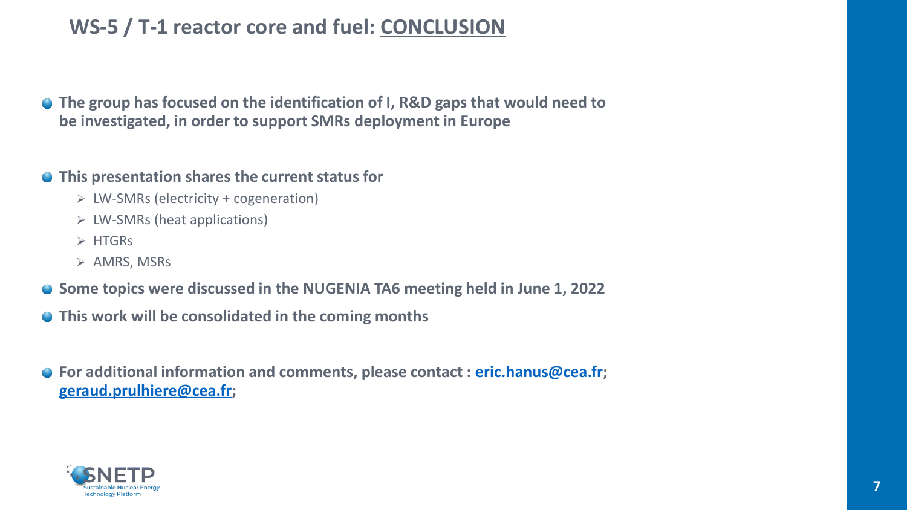# WS-5 / T-1 reactor core and fuel: CONCLUSION

- **The group has focused on the identification of I, R&D gaps that would need to be investigated, in order to support SMRs deployment in Europe**
- **This presentation shares the current status for**
  - LW-SMRs (electricity + cogeneration)
  - LW-SMRs (heat applications)
  - HTGRs
  - AMRS, MSRs
- **Some topics were discussed in the NUGENIA TA6 meeting held in June 1, 2022**
- **This work will be consolidated in the coming months**
- **For additional information and comments, please contact : eric.hanus@cea.fr; geraud.prulhiere@cea.fr;**

SNETP Sustainable Nuclear Energy Technology Platform